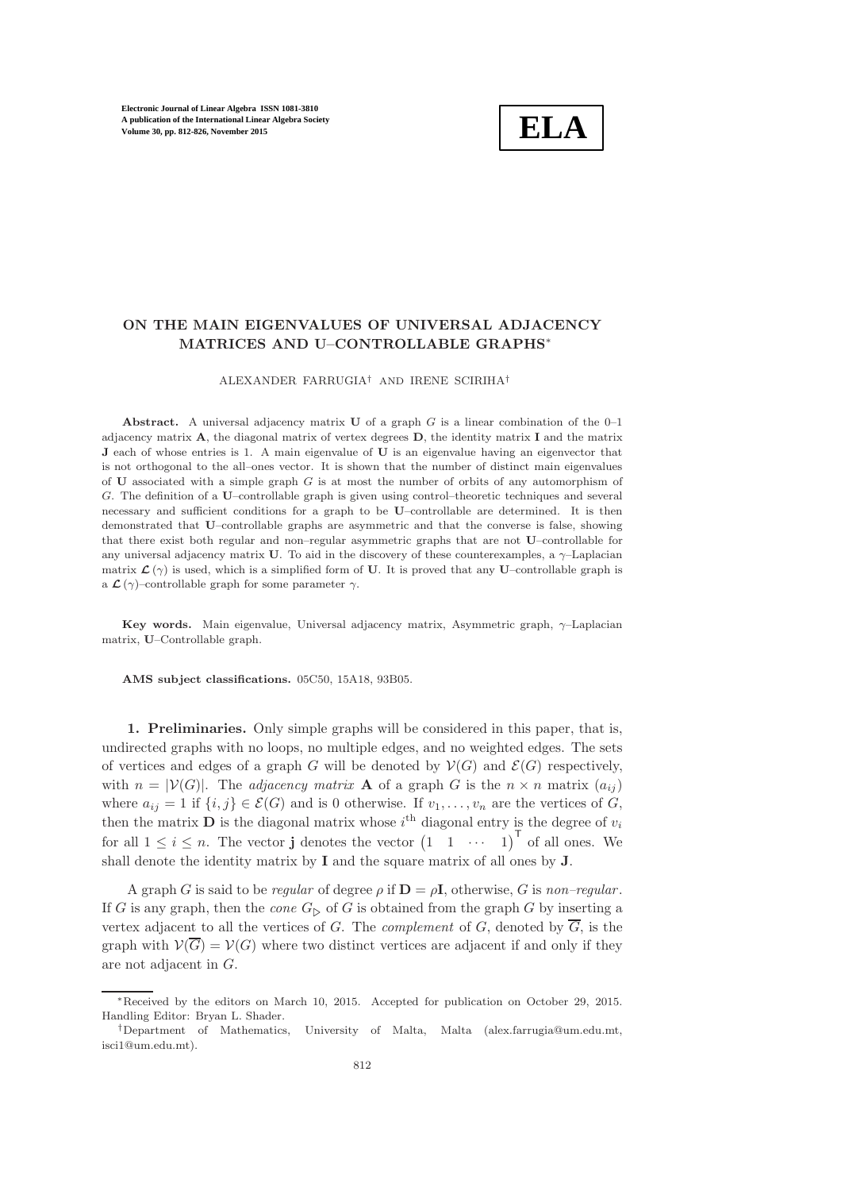# ON THE MAIN EIGENVALUES OF UNIVERSAL ADJACENCY MATRICES AND U–CONTROLLABLE GRAPHS*

ALEXANDER FARRUGIA† AND IRENE SCIRIHA†

**Abstract.** A universal adjacency matrix $\mathbf{U}$ of a graph $G$ is a linear combination of the 0–1 adjacency matrix $\mathbf{A}$, the diagonal matrix of vertex degrees $\mathbf{D}$, the identity matrix $\mathbf{I}$ and the matrix $\mathbf{J}$ each of whose entries is 1. A main eigenvalue of $\mathbf{U}$ is an eigenvalue having an eigenvector that is not orthogonal to the all–ones vector. It is shown that the number of distinct main eigenvalues of $\mathbf{U}$ associated with a simple graph $G$ is at most the number of orbits of any automorphism of $G$. The definition of a $\mathbf{U}$–controllable graph is given using control–theoretic techniques and several necessary and sufficient conditions for a graph to be $\mathbf{U}$–controllable are determined. It is then demonstrated that $\mathbf{U}$–controllable graphs are asymmetric and that the converse is false, showing that there exist both regular and non–regular asymmetric graphs that are not $\mathbf{U}$–controllable for any universal adjacency matrix $\mathbf{U}$. To aid in the discovery of these counterexamples, a $\gamma$–Laplacian matrix $\boldsymbol{\mathcal{L}}(\gamma)$ is used, which is a simplified form of $\mathbf{U}$. It is proved that any $\mathbf{U}$–controllable graph is a $\boldsymbol{\mathcal{L}}(\gamma)$–controllable graph for some parameter $\gamma$.

**Key words.** Main eigenvalue, Universal adjacency matrix, Asymmetric graph, $\gamma$–Laplacian matrix, $\mathbf{U}$–Controllable graph.

**AMS subject classifications.** 05C50, 15A18, 93B05.

**1. Preliminaries.** Only simple graphs will be considered in this paper, that is, undirected graphs with no loops, no multiple edges, and no weighted edges. The sets of vertices and edges of a graph $G$ will be denoted by $\mathcal{V}(G)$ and $\mathcal{E}(G)$ respectively, with $n = |\mathcal{V}(G)|$. The *adjacency matrix* $\mathbf{A}$ of a graph $G$ is the $n \times n$ matrix $(a_{ij})$ where $a_{ij} = 1$ if $\{i, j\} \in \mathcal{E}(G)$ and is 0 otherwise. If $v_1, \ldots, v_n$ are the vertices of $G$, then the matrix $\mathbf{D}$ is the diagonal matrix whose $i^{\text{th}}$ diagonal entry is the degree of $v_i$ for all $1 \leq i \leq n$. The vector $\mathbf{j}$ denotes the vector $\begin{pmatrix} 1 & 1 & \cdots & 1 \end{pmatrix}^{\mathsf{T}}$ of all ones. We shall denote the identity matrix by $\mathbf{I}$ and the square matrix of all ones by $\mathbf{J}$.

A graph $G$ is said to be *regular* of degree $\rho$ if $\mathbf{D} = \rho\mathbf{I}$, otherwise, $G$ is *non–regular*. If $G$ is any graph, then the *cone* $G_{\triangleright}$ of $G$ is obtained from the graph $G$ by inserting a vertex adjacent to all the vertices of $G$. The *complement* of $G$, denoted by $\overline{G}$, is the graph with $\mathcal{V}(\overline{G}) = \mathcal{V}(G)$ where two distinct vertices are adjacent if and only if they are not adjacent in $G$.

---

*Received by the editors on March 10, 2015. Accepted for publication on October 29, 2015. Handling Editor: Bryan L. Shader.

†Department of Mathematics, University of Malta, Malta (alex.farrugia@um.edu.mt, isci1@um.edu.mt).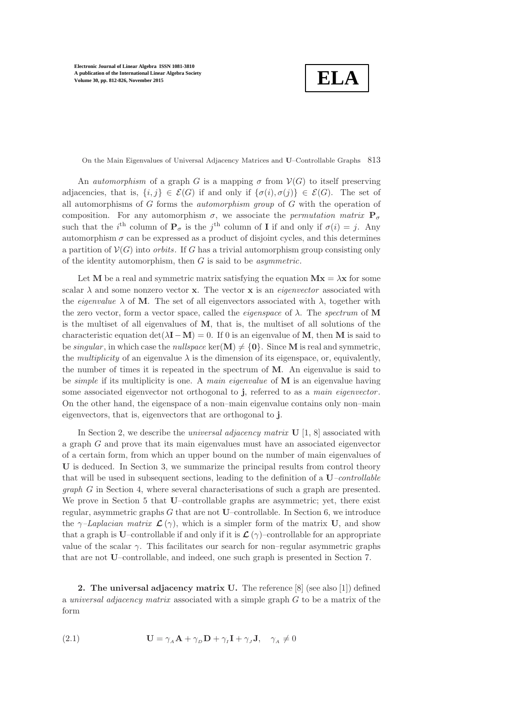An *automorphism* of a graph $G$ is a mapping $\sigma$ from $\mathcal{V}(G)$ to itself preserving adjacencies, that is, $\{i, j\} \in \mathcal{E}(G)$ if and only if $\{\sigma(i), \sigma(j)\} \in \mathcal{E}(G)$. The set of all automorphisms of $G$ forms the *automorphism group* of $G$ with the operation of composition. For any automorphism $\sigma$, we associate the *permutation matrix* $\mathbf{P}_\sigma$ such that the $i^{\text{th}}$ column of $\mathbf{P}_\sigma$ is the $j^{\text{th}}$ column of $\mathbf{I}$ if and only if $\sigma(i) = j$. Any automorphism $\sigma$ can be expressed as a product of disjoint cycles, and this determines a partition of $\mathcal{V}(G)$ into *orbits*. If $G$ has a trivial automorphism group consisting only of the identity automorphism, then $G$ is said to be *asymmetric*.

Let $\mathbf{M}$ be a real and symmetric matrix satisfying the equation $\mathbf{M}\mathbf{x} = \lambda\mathbf{x}$ for some scalar $\lambda$ and some nonzero vector $\mathbf{x}$. The vector $\mathbf{x}$ is an *eigenvector* associated with the *eigenvalue* $\lambda$ of $\mathbf{M}$. The set of all eigenvectors associated with $\lambda$, together with the zero vector, form a vector space, called the *eigenspace* of $\lambda$. The *spectrum* of $\mathbf{M}$ is the multiset of all eigenvalues of $\mathbf{M}$, that is, the multiset of all solutions of the characteristic equation $\det(\lambda\mathbf{I} - \mathbf{M}) = 0$. If 0 is an eigenvalue of $\mathbf{M}$, then $\mathbf{M}$ is said to be *singular*, in which case the *nullspace* $\ker(\mathbf{M}) \neq \{\mathbf{0}\}$. Since $\mathbf{M}$ is real and symmetric, the *multiplicity* of an eigenvalue $\lambda$ is the dimension of its eigenspace, or, equivalently, the number of times it is repeated in the spectrum of $\mathbf{M}$. An eigenvalue is said to be *simple* if its multiplicity is one. A *main eigenvalue* of $\mathbf{M}$ is an eigenvalue having some associated eigenvector not orthogonal to $\mathbf{j}$, referred to as a *main eigenvector*. On the other hand, the eigenspace of a non–main eigenvalue contains only non–main eigenvectors, that is, eigenvectors that are orthogonal to $\mathbf{j}$.

In Section 2, we describe the *universal adjacency matrix* $\mathbf{U}$ [1, 8] associated with a graph $G$ and prove that its main eigenvalues must have an associated eigenvector of a certain form, from which an upper bound on the number of main eigenvalues of $\mathbf{U}$ is deduced. In Section 3, we summarize the principal results from control theory that will be used in subsequent sections, leading to the definition of a $\mathbf{U}$*–controllable graph* $G$ in Section 4, where several characterisations of such a graph are presented. We prove in Section 5 that $\mathbf{U}$–controllable graphs are asymmetric; yet, there exist regular, asymmetric graphs $G$ that are not $\mathbf{U}$–controllable. In Section 6, we introduce the $\gamma$*–Laplacian matrix* $\boldsymbol{\mathcal{L}}(\gamma)$, which is a simpler form of the matrix $\mathbf{U}$, and show that a graph is $\mathbf{U}$–controllable if and only if it is $\boldsymbol{\mathcal{L}}(\gamma)$–controllable for an appropriate value of the scalar $\gamma$. This facilitates our search for non–regular asymmetric graphs that are not $\mathbf{U}$–controllable, and indeed, one such graph is presented in Section 7.

**2. The universal adjacency matrix U.** The reference [8] (see also [1]) defined a *universal adjacency matrix* associated with a simple graph $G$ to be a matrix of the form

$$\mathbf{U} = \gamma_A \mathbf{A} + \gamma_D \mathbf{D} + \gamma_I \mathbf{I} + \gamma_J \mathbf{J}, \quad \gamma_A \neq 0 \tag{2.1}$$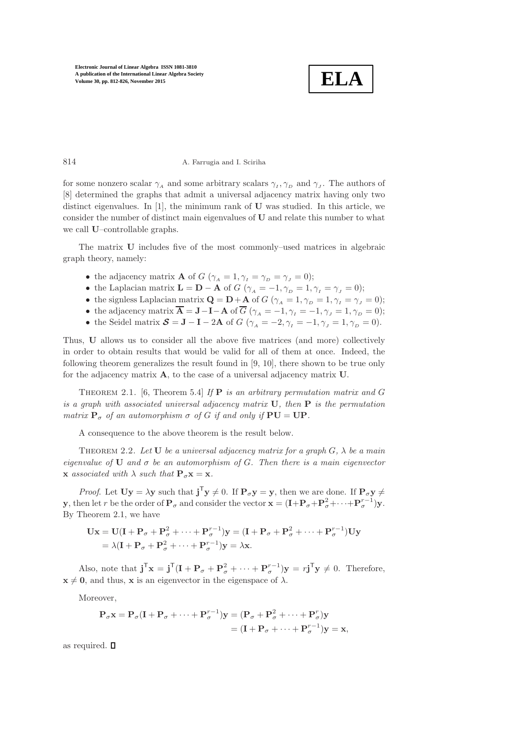for some nonzero scalar $\gamma_{_A}$ and some arbitrary scalars $\gamma_{_I}, \gamma_{_D}$ and $\gamma_{_J}$. The authors of [8] determined the graphs that admit a universal adjacency matrix having only two distinct eigenvalues. In [1], the minimum rank of $\mathbf{U}$ was studied. In this article, we consider the number of distinct main eigenvalues of $\mathbf{U}$ and relate this number to what we call $\mathbf{U}$–controllable graphs.

The matrix $\mathbf{U}$ includes five of the most commonly–used matrices in algebraic graph theory, namely:

- the adjacency matrix $\mathbf{A}$ of $G$ ($\gamma_{_A} = 1, \gamma_{_I} = \gamma_{_D} = \gamma_{_J} = 0$);
- the Laplacian matrix $\mathbf{L} = \mathbf{D} - \mathbf{A}$ of $G$ ($\gamma_{_A} = -1, \gamma_{_D} = 1, \gamma_{_I} = \gamma_{_J} = 0$);
- the signless Laplacian matrix $\mathbf{Q} = \mathbf{D} + \mathbf{A}$ of $G$ ($\gamma_{_A} = 1, \gamma_{_D} = 1, \gamma_{_I} = \gamma_{_J} = 0$);
- the adjacency matrix $\overline{\mathbf{A}} = \mathbf{J} - \mathbf{I} - \mathbf{A}$ of $\overline{G}$ ($\gamma_{_A} = -1, \gamma_{_I} = -1, \gamma_{_J} = 1, \gamma_{_D} = 0$);
- the Seidel matrix $\boldsymbol{\mathcal{S}} = \mathbf{J} - \mathbf{I} - 2\mathbf{A}$ of $G$ ($\gamma_{_A} = -2, \gamma_{_I} = -1, \gamma_{_J} = 1, \gamma_{_D} = 0$).

Thus, $\mathbf{U}$ allows us to consider all the above five matrices (and more) collectively in order to obtain results that would be valid for all of them at once. Indeed, the following theorem generalizes the result found in [9, 10], there shown to be true only for the adjacency matrix $\mathbf{A}$, to the case of a universal adjacency matrix $\mathbf{U}$.

Theorem 2.1. [6, Theorem 5.4] *If $\mathbf{P}$ is an arbitrary permutation matrix and $G$ is a graph with associated universal adjacency matrix $\mathbf{U}$, then $\mathbf{P}$ is the permutation matrix $\mathbf{P}_\sigma$ of an automorphism $\sigma$ of $G$ if and only if $\mathbf{PU} = \mathbf{UP}$.*

A consequence to the above theorem is the result below.

Theorem 2.2. *Let $\mathbf{U}$ be a universal adjacency matrix for a graph $G$, $\lambda$ be a main eigenvalue of $\mathbf{U}$ and $\sigma$ be an automorphism of $G$. Then there is a main eigenvector $\mathbf{x}$ associated with $\lambda$ such that $\mathbf{P}_\sigma \mathbf{x} = \mathbf{x}$.*

*Proof.* Let $\mathbf{Uy} = \lambda \mathbf{y}$ such that $\mathbf{j}^\mathsf{T}\mathbf{y} \neq 0$. If $\mathbf{P}_\sigma \mathbf{y} = \mathbf{y}$, then we are done. If $\mathbf{P}_\sigma \mathbf{y} \neq \mathbf{y}$, then let $r$ be the order of $\mathbf{P}_\sigma$ and consider the vector $\mathbf{x} = (\mathbf{I} + \mathbf{P}_\sigma + \mathbf{P}_\sigma^2 + \cdots + \mathbf{P}_\sigma^{r-1})\mathbf{y}$. By Theorem 2.1, we have

$$
\begin{aligned}
\mathbf{Ux} &= \mathbf{U}(\mathbf{I} + \mathbf{P}_\sigma + \mathbf{P}_\sigma^2 + \cdots + \mathbf{P}_\sigma^{r-1})\mathbf{y} = (\mathbf{I} + \mathbf{P}_\sigma + \mathbf{P}_\sigma^2 + \cdots + \mathbf{P}_\sigma^{r-1})\mathbf{Uy} \\
&= \lambda(\mathbf{I} + \mathbf{P}_\sigma + \mathbf{P}_\sigma^2 + \cdots + \mathbf{P}_\sigma^{r-1})\mathbf{y} = \lambda \mathbf{x}.
\end{aligned}
$$

Also, note that $\mathbf{j}^\mathsf{T}\mathbf{x} = \mathbf{j}^\mathsf{T}(\mathbf{I} + \mathbf{P}_\sigma + \mathbf{P}_\sigma^2 + \cdots + \mathbf{P}_\sigma^{r-1})\mathbf{y} = r\mathbf{j}^\mathsf{T}\mathbf{y} \neq 0$. Therefore, $\mathbf{x} \neq \mathbf{0}$, and thus, $\mathbf{x}$ is an eigenvector in the eigenspace of $\lambda$.

Moreover,

$$
\begin{aligned}
\mathbf{P}_\sigma \mathbf{x} = \mathbf{P}_\sigma(\mathbf{I} + \mathbf{P}_\sigma + \cdots + \mathbf{P}_\sigma^{r-1})\mathbf{y} &= (\mathbf{P}_\sigma + \mathbf{P}_\sigma^2 + \cdots + \mathbf{P}_\sigma^{r})\mathbf{y} \\
&= (\mathbf{I} + \mathbf{P}_\sigma + \cdots + \mathbf{P}_\sigma^{r-1})\mathbf{y} = \mathbf{x},
\end{aligned}
$$

as required. ∎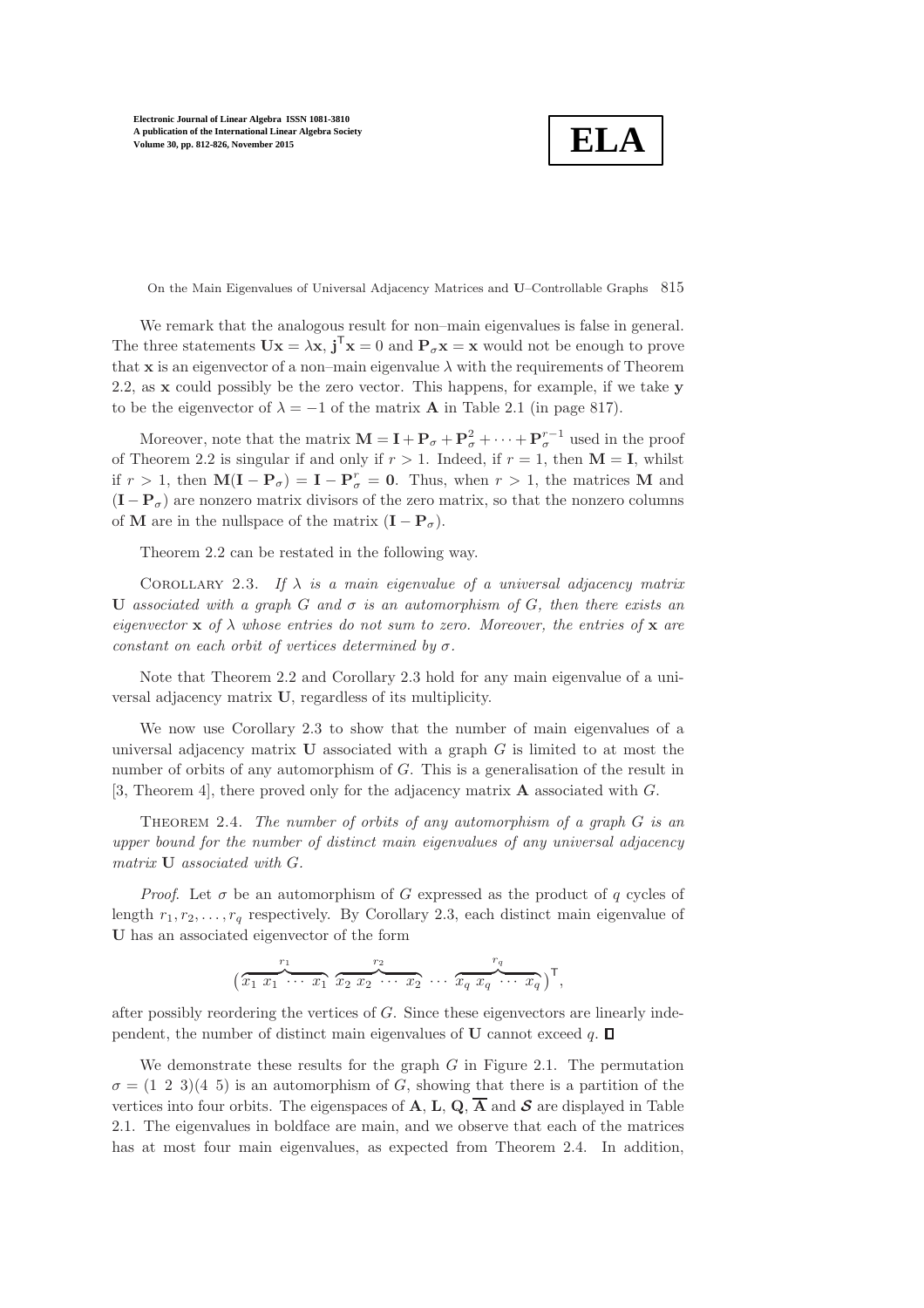We remark that the analogous result for non–main eigenvalues is false in general. The three statements $\mathbf{U}\mathbf{x} = \lambda\mathbf{x}$, $\mathbf{j}^{\mathsf{T}}\mathbf{x} = 0$ and $\mathbf{P}_\sigma\mathbf{x} = \mathbf{x}$ would not be enough to prove that $\mathbf{x}$ is an eigenvector of a non–main eigenvalue $\lambda$ with the requirements of Theorem 2.2, as $\mathbf{x}$ could possibly be the zero vector. This happens, for example, if we take $\mathbf{y}$ to be the eigenvector of $\lambda = -1$ of the matrix $\mathbf{A}$ in Table 2.1 (in page 817).

Moreover, note that the matrix $\mathbf{M} = \mathbf{I} + \mathbf{P}_\sigma + \mathbf{P}_\sigma^2 + \cdots + \mathbf{P}_\sigma^{r-1}$ used in the proof of Theorem 2.2 is singular if and only if $r > 1$. Indeed, if $r = 1$, then $\mathbf{M} = \mathbf{I}$, whilst if $r > 1$, then $\mathbf{M}(\mathbf{I} - \mathbf{P}_\sigma) = \mathbf{I} - \mathbf{P}_\sigma^r = \mathbf{0}$. Thus, when $r > 1$, the matrices $\mathbf{M}$ and $(\mathbf{I} - \mathbf{P}_\sigma)$ are nonzero matrix divisors of the zero matrix, so that the nonzero columns of $\mathbf{M}$ are in the nullspace of the matrix $(\mathbf{I} - \mathbf{P}_\sigma)$.

Theorem 2.2 can be restated in the following way.

Corollary 2.3. *If $\lambda$ is a main eigenvalue of a universal adjacency matrix $\mathbf{U}$ associated with a graph $G$ and $\sigma$ is an automorphism of $G$, then there exists an eigenvector $\mathbf{x}$ of $\lambda$ whose entries do not sum to zero. Moreover, the entries of $\mathbf{x}$ are constant on each orbit of vertices determined by $\sigma$.*

Note that Theorem 2.2 and Corollary 2.3 hold for any main eigenvalue of a universal adjacency matrix $\mathbf{U}$, regardless of its multiplicity.

We now use Corollary 2.3 to show that the number of main eigenvalues of a universal adjacency matrix $\mathbf{U}$ associated with a graph $G$ is limited to at most the number of orbits of any automorphism of $G$. This is a generalisation of the result in [3, Theorem 4], there proved only for the adjacency matrix $\mathbf{A}$ associated with $G$.

Theorem 2.4. *The number of orbits of any automorphism of a graph $G$ is an upper bound for the number of distinct main eigenvalues of any universal adjacency matrix $\mathbf{U}$ associated with $G$.*

*Proof.* Let $\sigma$ be an automorphism of $G$ expressed as the product of $q$ cycles of length $r_1, r_2, \ldots, r_q$ respectively. By Corollary 2.3, each distinct main eigenvalue of $\mathbf{U}$ has an associated eigenvector of the form

$$\big(\overbrace{x_1\ x_1\ \cdots\ x_1}^{r_1}\ \overbrace{x_2\ x_2\ \cdots\ x_2}^{r_2}\ \cdots\ \overbrace{x_q\ x_q\ \cdots\ x_q}^{r_q}\big)^{\mathsf{T}},$$

after possibly reordering the vertices of $G$. Since these eigenvectors are linearly independent, the number of distinct main eigenvalues of $\mathbf{U}$ cannot exceed $q$. ∎

We demonstrate these results for the graph $G$ in Figure 2.1. The permutation $\sigma = (1\ 2\ 3)(4\ 5)$ is an automorphism of $G$, showing that there is a partition of the vertices into four orbits. The eigenspaces of $\mathbf{A}$, $\mathbf{L}$, $\mathbf{Q}$, $\overline{\mathbf{A}}$ and $\boldsymbol{\mathcal{S}}$ are displayed in Table 2.1. The eigenvalues in boldface are main, and we observe that each of the matrices has at most four main eigenvalues, as expected from Theorem 2.4. In addition,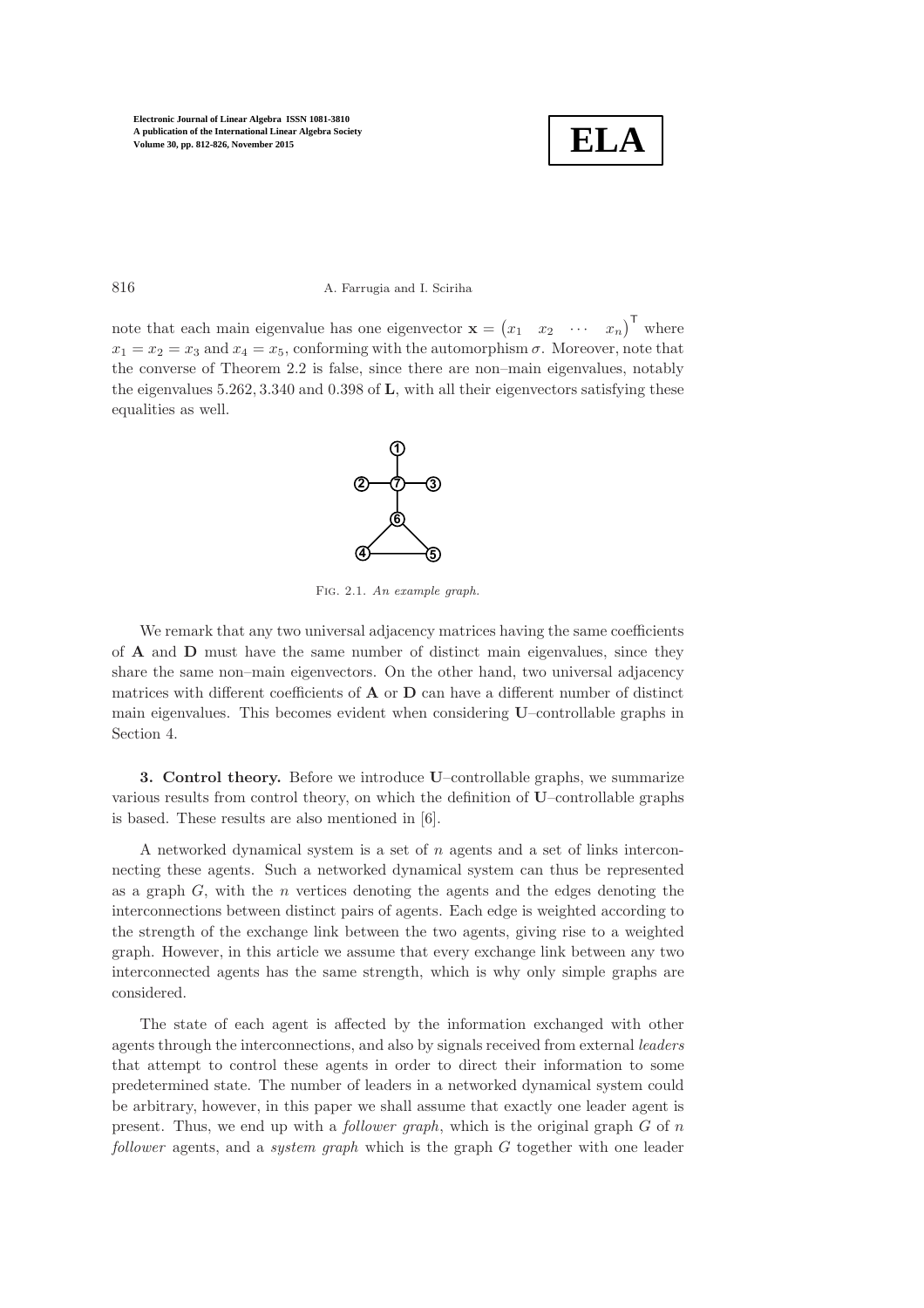note that each main eigenvalue has one eigenvector $\mathbf{x} = \begin{pmatrix} x_1 & x_2 & \cdots & x_n \end{pmatrix}^\mathsf{T}$ where $x_1 = x_2 = x_3$ and $x_4 = x_5$, conforming with the automorphism $\sigma$. Moreover, note that the converse of Theorem 2.2 is false, since there are non–main eigenvalues, notably the eigenvalues $5.262, 3.340$ and $0.398$ of $\mathbf{L}$, with all their eigenvectors satisfying these equalities as well.

Fig. 2.1. *An example graph.*

We remark that any two universal adjacency matrices having the same coefficients of $\mathbf{A}$ and $\mathbf{D}$ must have the same number of distinct main eigenvalues, since they share the same non–main eigenvectors. On the other hand, two universal adjacency matrices with different coefficients of $\mathbf{A}$ or $\mathbf{D}$ can have a different number of distinct main eigenvalues. This becomes evident when considering $\mathbf{U}$–controllable graphs in Section 4.

## 3. Control theory.

Before we introduce $\mathbf{U}$–controllable graphs, we summarize various results from control theory, on which the definition of $\mathbf{U}$–controllable graphs is based. These results are also mentioned in [6].

A networked dynamical system is a set of $n$ agents and a set of links interconnecting these agents. Such a networked dynamical system can thus be represented as a graph $G$, with the $n$ vertices denoting the agents and the edges denoting the interconnections between distinct pairs of agents. Each edge is weighted according to the strength of the exchange link between the two agents, giving rise to a weighted graph. However, in this article we assume that every exchange link between any two interconnected agents has the same strength, which is why only simple graphs are considered.

The state of each agent is affected by the information exchanged with other agents through the interconnections, and also by signals received from external *leaders* that attempt to control these agents in order to direct their information to some predetermined state. The number of leaders in a networked dynamical system could be arbitrary, however, in this paper we shall assume that exactly one leader agent is present. Thus, we end up with a *follower graph*, which is the original graph $G$ of $n$ *follower* agents, and a *system graph* which is the graph $G$ together with one leader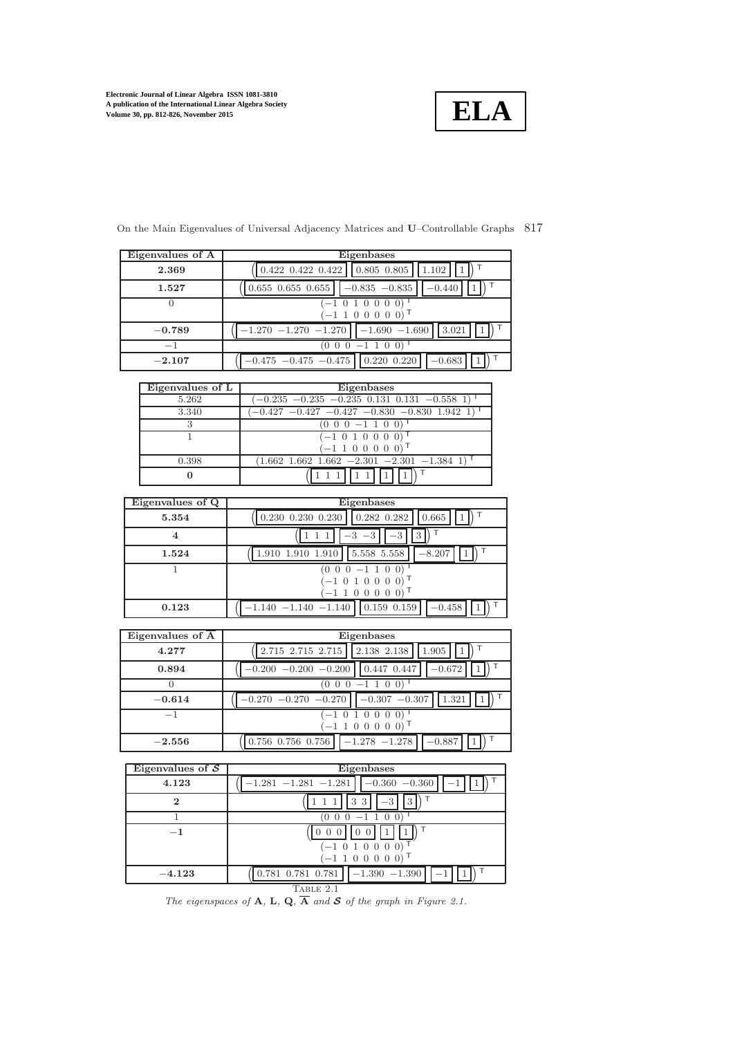| Eigenvalues of $\mathbf{A}$ | Eigenbases |
|---|---|
| **2.369** | $\left(\boxed{0.422\ 0.422\ 0.422}\ \boxed{0.805\ 0.805}\ \boxed{1.102}\ \boxed{1}\right)^{\mathsf{T}}$ |
| **1.527** | $\left(\boxed{0.655\ 0.655\ 0.655}\ \boxed{-0.835\ -0.835}\ \boxed{-0.440}\ \boxed{1}\right)^{\mathsf{T}}$ |
| 0 | $(-1\ 0\ 1\ 0\ 0\ 0\ 0)^{\mathsf{T}}$ <br> $(-1\ 1\ 0\ 0\ 0\ 0\ 0)^{\mathsf{T}}$ |
| **−0.789** | $\left(\boxed{-1.270\ -1.270\ -1.270}\ \boxed{-1.690\ -1.690}\ \boxed{3.021}\ \boxed{1}\right)^{\mathsf{T}}$ |
| −1 | $(0\ 0\ 0\ -1\ 1\ 0\ 0)^{\mathsf{T}}$ |
| **−2.107** | $\left(\boxed{-0.475\ -0.475\ -0.475}\ \boxed{0.220\ 0.220}\ \boxed{-0.683}\ \boxed{1}\right)^{\mathsf{T}}$ |

| Eigenvalues of $\mathbf{L}$ | Eigenbases |
|---|---|
| 5.262 | $(-0.235\ -0.235\ -0.235\ 0.131\ 0.131\ -0.558\ 1)^{\mathsf{T}}$ |
| 3.340 | $(-0.427\ -0.427\ -0.427\ -0.830\ -0.830\ 1.942\ 1)^{\mathsf{T}}$ |
| 3 | $(0\ 0\ 0\ -1\ 1\ 0\ 0)^{\mathsf{T}}$ |
| 1 | $(-1\ 0\ 1\ 0\ 0\ 0\ 0)^{\mathsf{T}}$ <br> $(-1\ 1\ 0\ 0\ 0\ 0\ 0)^{\mathsf{T}}$ |
| 0.398 | $(1.662\ 1.662\ 1.662\ -2.301\ -2.301\ -1.384\ 1)^{\mathsf{T}}$ |
| **0** | $\left(\boxed{1\ 1\ 1}\ \boxed{1\ 1}\ \boxed{1}\ \boxed{1}\right)^{\mathsf{T}}$ |

| Eigenvalues of $\mathbf{Q}$ | Eigenbases |
|---|---|
| **5.354** | $\left(\boxed{0.230\ 0.230\ 0.230}\ \boxed{0.282\ 0.282}\ \boxed{0.665}\ \boxed{1}\right)^{\mathsf{T}}$ |
| **4** | $\left(\boxed{1\ 1\ 1}\ \boxed{-3\ -3}\ \boxed{-3}\ \boxed{3}\right)^{\mathsf{T}}$ |
| **1.524** | $\left(\boxed{1.910\ 1.910\ 1.910}\ \boxed{5.558\ 5.558}\ \boxed{-8.207}\ \boxed{1}\right)^{\mathsf{T}}$ |
| 1 | $(0\ 0\ 0\ -1\ 1\ 0\ 0)^{\mathsf{T}}$ <br> $(-1\ 0\ 1\ 0\ 0\ 0\ 0)^{\mathsf{T}}$ <br> $(-1\ 1\ 0\ 0\ 0\ 0\ 0)^{\mathsf{T}}$ |
| **0.123** | $\left(\boxed{-1.140\ -1.140\ -1.140}\ \boxed{0.159\ 0.159}\ \boxed{-0.458}\ \boxed{1}\right)^{\mathsf{T}}$ |

| Eigenvalues of $\overline{\mathbf{A}}$ | Eigenbases |
|---|---|
| **4.277** | $\left(\boxed{2.715\ 2.715\ 2.715}\ \boxed{2.138\ 2.138}\ \boxed{1.905}\ \boxed{1}\right)^{\mathsf{T}}$ |
| **0.894** | $\left(\boxed{-0.200\ -0.200\ -0.200}\ \boxed{0.447\ 0.447}\ \boxed{-0.672}\ \boxed{1}\right)^{\mathsf{T}}$ |
| 0 | $(0\ 0\ 0\ -1\ 1\ 0\ 0)^{\mathsf{T}}$ |
| **−0.614** | $\left(\boxed{-0.270\ -0.270\ -0.270}\ \boxed{-0.307\ -0.307}\ \boxed{1.321}\ \boxed{1}\right)^{\mathsf{T}}$ |
| −1 | $(-1\ 0\ 1\ 0\ 0\ 0\ 0)^{\mathsf{T}}$ <br> $(-1\ 1\ 0\ 0\ 0\ 0\ 0)^{\mathsf{T}}$ |
| **−2.556** | $\left(\boxed{0.756\ 0.756\ 0.756}\ \boxed{-1.278\ -1.278}\ \boxed{-0.887}\ \boxed{1}\right)^{\mathsf{T}}$ |

| Eigenvalues of $\boldsymbol{\mathcal{S}}$ | Eigenbases |
|---|---|
| **4.123** | $\left(\boxed{-1.281\ -1.281\ -1.281}\ \boxed{-0.360\ -0.360}\ \boxed{-1}\ \boxed{1}\right)^{\mathsf{T}}$ |
| **2** | $\left(\boxed{1\ 1\ 1}\ \boxed{3\ 3}\ \boxed{-3}\ \boxed{3}\right)^{\mathsf{T}}$ |
| 1 | $(0\ 0\ 0\ -1\ 1\ 0\ 0)^{\mathsf{T}}$ |
| **−1** | $\left(\boxed{0\ 0\ 0}\ \boxed{0\ 0}\ \boxed{1}\ \boxed{1}\right)^{\mathsf{T}}$ <br> $(-1\ 0\ 1\ 0\ 0\ 0\ 0)^{\mathsf{T}}$ <br> $(-1\ 1\ 0\ 0\ 0\ 0\ 0)^{\mathsf{T}}$ |
| **−4.123** | $\left(\boxed{0.781\ 0.781\ 0.781}\ \boxed{-1.390\ -1.390}\ \boxed{-1}\ \boxed{1}\right)^{\mathsf{T}}$ |

TABLE 2.1

*The eigenspaces of* $\mathbf{A}$, $\mathbf{L}$, $\mathbf{Q}$, $\overline{\mathbf{A}}$ *and* $\boldsymbol{\mathcal{S}}$ *of the graph in Figure 2.1.*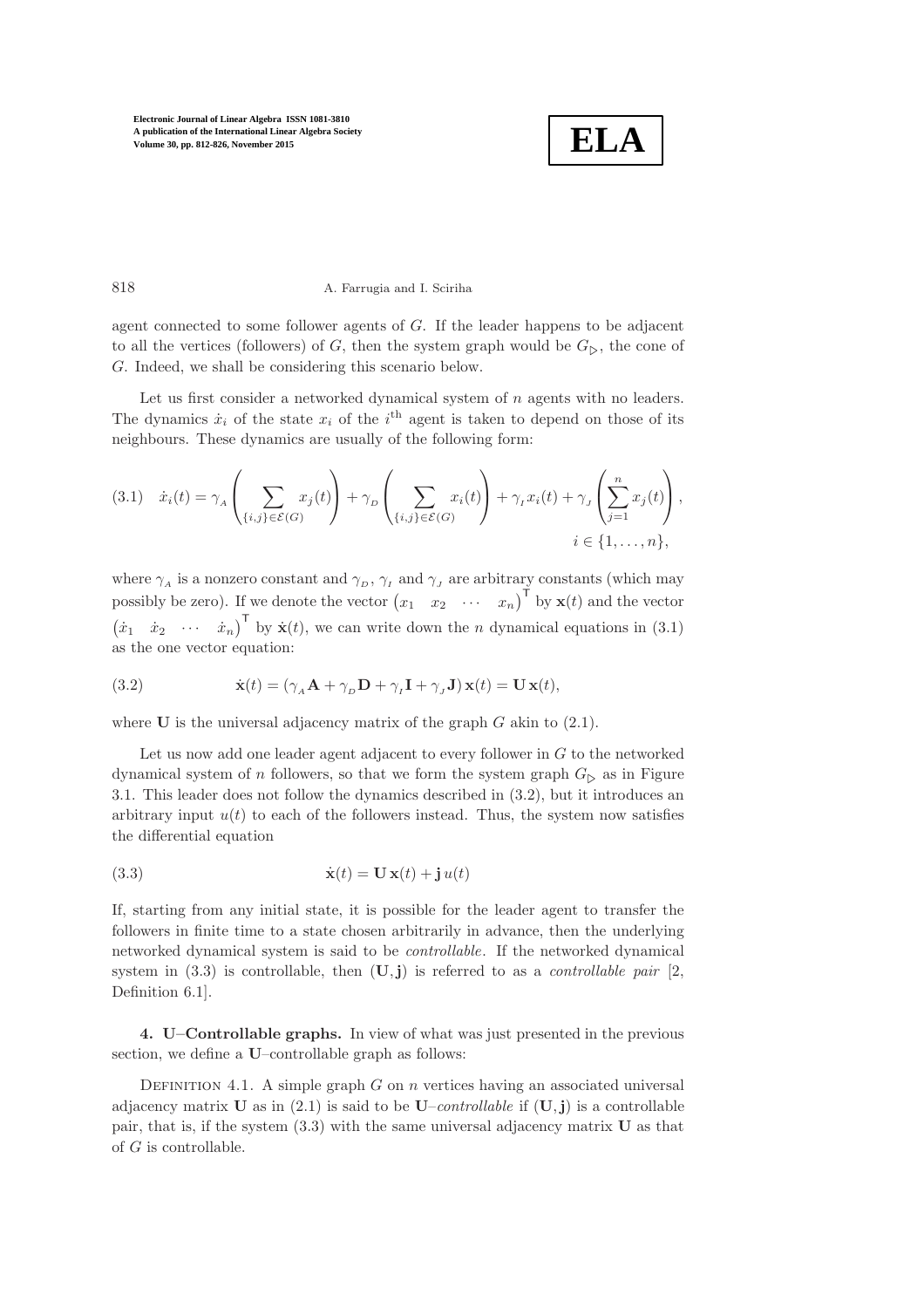agent connected to some follower agents of $G$. If the leader happens to be adjacent to all the vertices (followers) of $G$, then the system graph would be $G_{\triangleright}$, the cone of $G$. Indeed, we shall be considering this scenario below.

Let us first consider a networked dynamical system of $n$ agents with no leaders. The dynamics $\dot{x}_i$ of the state $x_i$ of the $i^{\text{th}}$ agent is taken to depend on those of its neighbours. These dynamics are usually of the following form:

$$\dot{x}_i(t) = \gamma_{_A} \left( \sum_{\{i,j\} \in \mathcal{E}(G)} x_j(t) \right) + \gamma_{_D} \left( \sum_{\{i,j\} \in \mathcal{E}(G)} x_i(t) \right) + \gamma_{_I} x_i(t) + \gamma_{_J} \left( \sum_{j=1}^{n} x_j(t) \right), \quad i \in \{1, \ldots, n\}, \tag{3.1}$$

where $\gamma_{_A}$ is a nonzero constant and $\gamma_{_D}$, $\gamma_{_I}$ and $\gamma_{_J}$ are arbitrary constants (which may possibly be zero). If we denote the vector $\begin{pmatrix} x_1 & x_2 & \cdots & x_n \end{pmatrix}^{\mathsf{T}}$ by $\mathbf{x}(t)$ and the vector $\begin{pmatrix} \dot{x}_1 & \dot{x}_2 & \cdots & \dot{x}_n \end{pmatrix}^{\mathsf{T}}$ by $\dot{\mathbf{x}}(t)$, we can write down the $n$ dynamical equations in (3.1) as the one vector equation:

$$\dot{\mathbf{x}}(t) = \left( \gamma_{_A} \mathbf{A} + \gamma_{_D} \mathbf{D} + \gamma_{_I} \mathbf{I} + \gamma_{_J} \mathbf{J} \right) \mathbf{x}(t) = \mathbf{U}\, \mathbf{x}(t), \tag{3.2}$$

where $\mathbf{U}$ is the universal adjacency matrix of the graph $G$ akin to (2.1).

Let us now add one leader agent adjacent to every follower in $G$ to the networked dynamical system of $n$ followers, so that we form the system graph $G_{\triangleright}$ as in Figure 3.1. This leader does not follow the dynamics described in (3.2), but it introduces an arbitrary input $u(t)$ to each of the followers instead. Thus, the system now satisfies the differential equation

$$\dot{\mathbf{x}}(t) = \mathbf{U}\, \mathbf{x}(t) + \mathbf{j}\, u(t) \tag{3.3}$$

If, starting from any initial state, it is possible for the leader agent to transfer the followers in finite time to a state chosen arbitrarily in advance, then the underlying networked dynamical system is said to be *controllable*. If the networked dynamical system in (3.3) is controllable, then $(\mathbf{U}, \mathbf{j})$ is referred to as a *controllable pair* [2, Definition 6.1].

## 4. U–Controllable graphs.

In view of what was just presented in the previous section, we define a $\mathbf{U}$–controllable graph as follows:

Definition 4.1. A simple graph $G$ on $n$ vertices having an associated universal adjacency matrix $\mathbf{U}$ as in (2.1) is said to be $\mathbf{U}$–*controllable* if $(\mathbf{U}, \mathbf{j})$ is a controllable pair, that is, if the system (3.3) with the same universal adjacency matrix $\mathbf{U}$ as that of $G$ is controllable.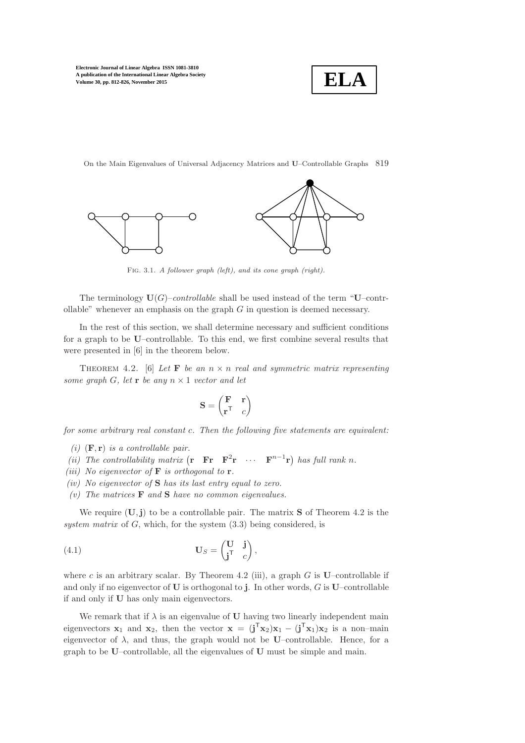Fig. 3.1. *A follower graph (left), and its cone graph (right).*

The terminology $\mathbf{U}(G)$*–controllable* shall be used instead of the term "$\mathbf{U}$–controllable" whenever an emphasis on the graph $G$ in question is deemed necessary.

In the rest of this section, we shall determine necessary and sufficient conditions for a graph to be $\mathbf{U}$–controllable. To this end, we first combine several results that were presented in [6] in the theorem below.

Theorem 4.2. [6] *Let $\mathbf{F}$ be an $n \times n$ real and symmetric matrix representing some graph $G$, let $\mathbf{r}$ be any $n \times 1$ vector and let*

$$\mathbf{S} = \begin{pmatrix} \mathbf{F} & \mathbf{r} \\ \mathbf{r}^\mathsf{T} & c \end{pmatrix}$$

*for some arbitrary real constant $c$. Then the following five statements are equivalent:*

*(i) $(\mathbf{F}, \mathbf{r})$ is a controllable pair.*
*(ii) The controllability matrix $\begin{pmatrix} \mathbf{r} & \mathbf{F}\mathbf{r} & \mathbf{F}^2\mathbf{r} & \cdots & \mathbf{F}^{n-1}\mathbf{r} \end{pmatrix}$ has full rank $n$.*
*(iii) No eigenvector of $\mathbf{F}$ is orthogonal to $\mathbf{r}$.*
*(iv) No eigenvector of $\mathbf{S}$ has its last entry equal to zero.*
*(v) The matrices $\mathbf{F}$ and $\mathbf{S}$ have no common eigenvalues.*

We require $(\mathbf{U}, \mathbf{j})$ to be a controllable pair. The matrix $\mathbf{S}$ of Theorem 4.2 is the *system matrix* of $G$, which, for the system (3.3) being considered, is

$$\mathbf{U}_S = \begin{pmatrix} \mathbf{U} & \mathbf{j} \\ \mathbf{j}^\mathsf{T} & c \end{pmatrix}, \tag{4.1}$$

where $c$ is an arbitrary scalar. By Theorem 4.2 (iii), a graph $G$ is $\mathbf{U}$–controllable if and only if no eigenvector of $\mathbf{U}$ is orthogonal to $\mathbf{j}$. In other words, $G$ is $\mathbf{U}$–controllable if and only if $\mathbf{U}$ has only main eigenvectors.

We remark that if $\lambda$ is an eigenvalue of $\mathbf{U}$ having two linearly independent main eigenvectors $\mathbf{x}_1$ and $\mathbf{x}_2$, then the vector $\mathbf{x} = (\mathbf{j}^\mathsf{T}\mathbf{x}_2)\mathbf{x}_1 - (\mathbf{j}^\mathsf{T}\mathbf{x}_1)\mathbf{x}_2$ is a non–main eigenvector of $\lambda$, and thus, the graph would not be $\mathbf{U}$–controllable. Hence, for a graph to be $\mathbf{U}$–controllable, all the eigenvalues of $\mathbf{U}$ must be simple and main.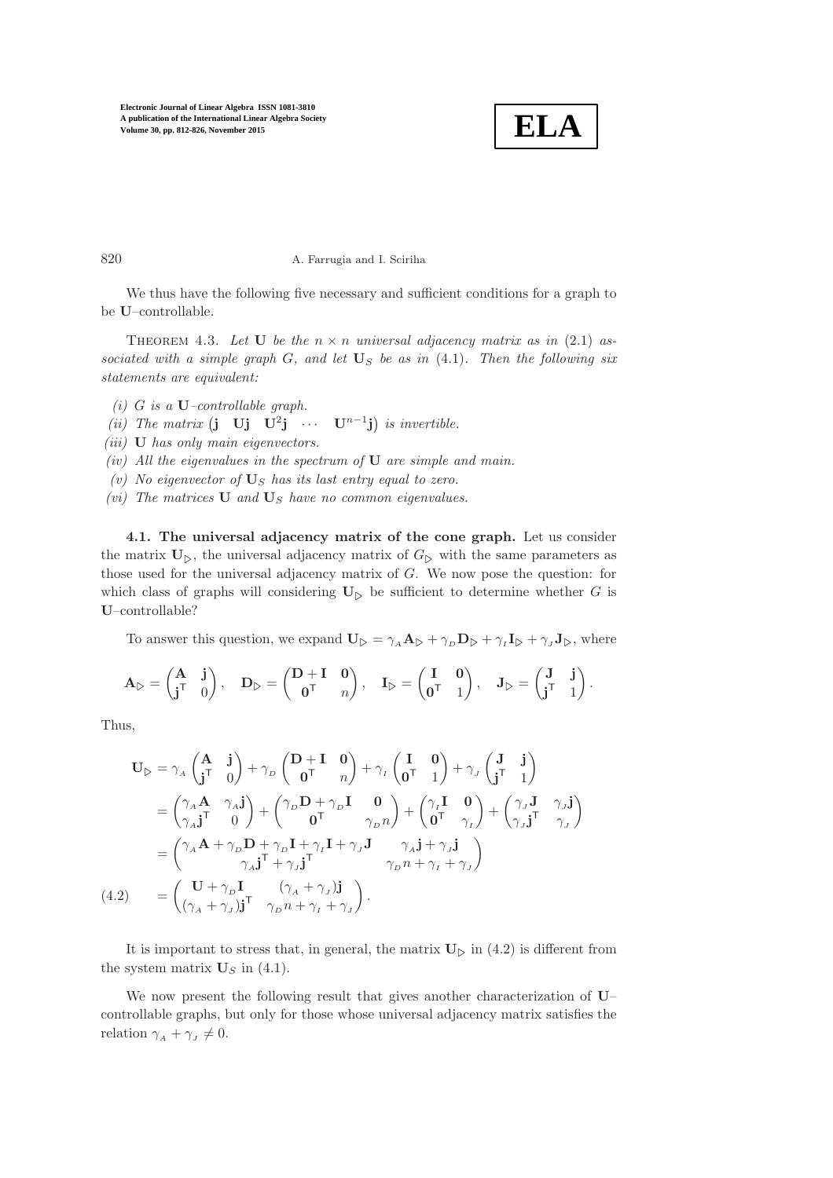We thus have the following five necessary and sufficient conditions for a graph to be **U**–controllable.

Theorem 4.3. *Let* $\mathbf{U}$ *be the* $n \times n$ *universal adjacency matrix as in* (2.1) *associated with a simple graph* $G$*, and let* $\mathbf{U}_S$ *be as in* (4.1)*. Then the following six statements are equivalent:*

*(i)* $G$ *is a* $\mathbf{U}$*–controllable graph.*
*(ii) The matrix* $\begin{pmatrix} \mathbf{j} & \mathbf{U}\mathbf{j} & \mathbf{U}^2\mathbf{j} & \cdots & \mathbf{U}^{n-1}\mathbf{j} \end{pmatrix}$ *is invertible.*
*(iii)* $\mathbf{U}$ *has only main eigenvectors.*
*(iv) All the eigenvalues in the spectrum of* $\mathbf{U}$ *are simple and main.*
*(v) No eigenvector of* $\mathbf{U}_S$ *has its last entry equal to zero.*
*(vi) The matrices* $\mathbf{U}$ *and* $\mathbf{U}_S$ *have no common eigenvalues.*

**4.1. The universal adjacency matrix of the cone graph.** Let us consider the matrix $\mathbf{U}_{\triangleright}$, the universal adjacency matrix of $G_{\triangleright}$ with the same parameters as those used for the universal adjacency matrix of $G$. We now pose the question: for which class of graphs will considering $\mathbf{U}_{\triangleright}$ be sufficient to determine whether $G$ is **U**–controllable?

To answer this question, we expand $\mathbf{U}_{\triangleright} = \gamma_A \mathbf{A}_{\triangleright} + \gamma_D \mathbf{D}_{\triangleright} + \gamma_I \mathbf{I}_{\triangleright} + \gamma_J \mathbf{J}_{\triangleright}$, where

$$\mathbf{A}_{\triangleright} = \begin{pmatrix} \mathbf{A} & \mathbf{j} \\ \mathbf{j}^{\mathsf{T}} & 0 \end{pmatrix}, \quad \mathbf{D}_{\triangleright} = \begin{pmatrix} \mathbf{D} + \mathbf{I} & \mathbf{0} \\ \mathbf{0}^{\mathsf{T}} & n \end{pmatrix}, \quad \mathbf{I}_{\triangleright} = \begin{pmatrix} \mathbf{I} & \mathbf{0} \\ \mathbf{0}^{\mathsf{T}} & 1 \end{pmatrix}, \quad \mathbf{J}_{\triangleright} = \begin{pmatrix} \mathbf{J} & \mathbf{j} \\ \mathbf{j}^{\mathsf{T}} & 1 \end{pmatrix}.$$

Thus,

$$\begin{aligned}
\mathbf{U}_{\triangleright} &= \gamma_A \begin{pmatrix} \mathbf{A} & \mathbf{j} \\ \mathbf{j}^{\mathsf{T}} & 0 \end{pmatrix} + \gamma_D \begin{pmatrix} \mathbf{D} + \mathbf{I} & \mathbf{0} \\ \mathbf{0}^{\mathsf{T}} & n \end{pmatrix} + \gamma_I \begin{pmatrix} \mathbf{I} & \mathbf{0} \\ \mathbf{0}^{\mathsf{T}} & 1 \end{pmatrix} + \gamma_J \begin{pmatrix} \mathbf{J} & \mathbf{j} \\ \mathbf{j}^{\mathsf{T}} & 1 \end{pmatrix} \\
&= \begin{pmatrix} \gamma_A \mathbf{A} & \gamma_A \mathbf{j} \\ \gamma_A \mathbf{j}^{\mathsf{T}} & 0 \end{pmatrix} + \begin{pmatrix} \gamma_D \mathbf{D} + \gamma_D \mathbf{I} & \mathbf{0} \\ \mathbf{0}^{\mathsf{T}} & \gamma_D n \end{pmatrix} + \begin{pmatrix} \gamma_I \mathbf{I} & \mathbf{0} \\ \mathbf{0}^{\mathsf{T}} & \gamma_I \end{pmatrix} + \begin{pmatrix} \gamma_J \mathbf{J} & \gamma_J \mathbf{j} \\ \gamma_J \mathbf{j}^{\mathsf{T}} & \gamma_J \end{pmatrix} \\
&= \begin{pmatrix} \gamma_A \mathbf{A} + \gamma_D \mathbf{D} + \gamma_D \mathbf{I} + \gamma_I \mathbf{I} + \gamma_J \mathbf{J} & \gamma_A \mathbf{j} + \gamma_J \mathbf{j} \\ \gamma_A \mathbf{j}^{\mathsf{T}} + \gamma_J \mathbf{j}^{\mathsf{T}} & \gamma_D n + \gamma_I + \gamma_J \end{pmatrix} \\
&= \begin{pmatrix} \mathbf{U} + \gamma_D \mathbf{I} & (\gamma_A + \gamma_J)\mathbf{j} \\ (\gamma_A + \gamma_J)\mathbf{j}^{\mathsf{T}} & \gamma_D n + \gamma_I + \gamma_J \end{pmatrix}. \qquad (4.2)
\end{aligned}$$

It is important to stress that, in general, the matrix $\mathbf{U}_{\triangleright}$ in (4.2) is different from the system matrix $\mathbf{U}_S$ in (4.1).

We now present the following result that gives another characterization of **U**–controllable graphs, but only for those whose universal adjacency matrix satisfies the relation $\gamma_A + \gamma_J \neq 0$.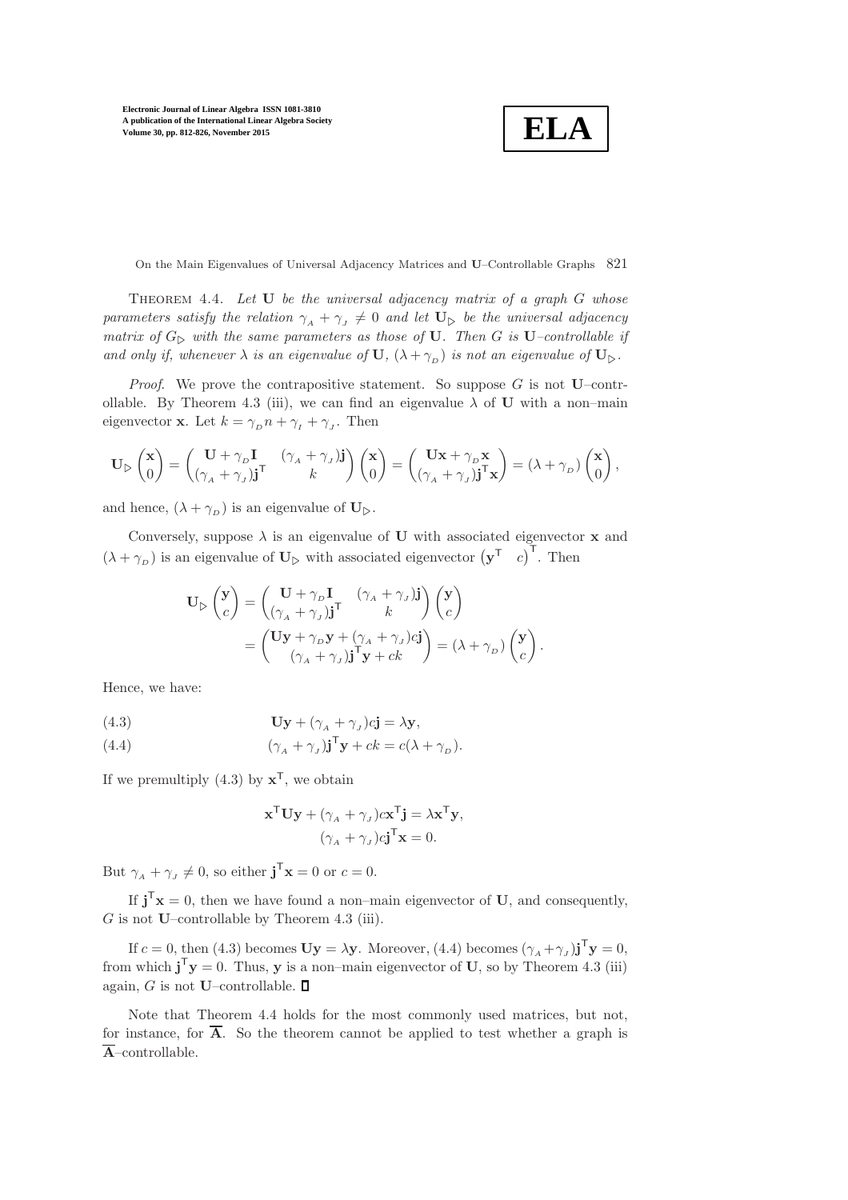Theorem 4.4. *Let* $\mathbf{U}$ *be the universal adjacency matrix of a graph* $G$ *whose parameters satisfy the relation* $\gamma_A + \gamma_J \neq 0$ *and let* $\mathbf{U}_\triangleright$ *be the universal adjacency matrix of* $G_\triangleright$ *with the same parameters as those of* $\mathbf{U}$*. Then* $G$ *is* $\mathbf{U}$*–controllable if and only if, whenever* $\lambda$ *is an eigenvalue of* $\mathbf{U}$*,* $(\lambda + \gamma_D)$ *is not an eigenvalue of* $\mathbf{U}_\triangleright$*.*

*Proof.* We prove the contrapositive statement. So suppose $G$ is not $\mathbf{U}$–controllable. By Theorem 4.3 (iii), we can find an eigenvalue $\lambda$ of $\mathbf{U}$ with a non–main eigenvector $\mathbf{x}$. Let $k = \gamma_D n + \gamma_I + \gamma_J$. Then

$$\mathbf{U}_\triangleright \begin{pmatrix} \mathbf{x} \\ 0 \end{pmatrix} = \begin{pmatrix} \mathbf{U} + \gamma_D \mathbf{I} & (\gamma_A + \gamma_J)\mathbf{j} \\ (\gamma_A + \gamma_J)\mathbf{j}^\mathsf{T} & k \end{pmatrix} \begin{pmatrix} \mathbf{x} \\ 0 \end{pmatrix} = \begin{pmatrix} \mathbf{U}\mathbf{x} + \gamma_D \mathbf{x} \\ (\gamma_A + \gamma_J)\mathbf{j}^\mathsf{T}\mathbf{x} \end{pmatrix} = (\lambda + \gamma_D) \begin{pmatrix} \mathbf{x} \\ 0 \end{pmatrix},$$

and hence, $(\lambda + \gamma_D)$ is an eigenvalue of $\mathbf{U}_\triangleright$.

Conversely, suppose $\lambda$ is an eigenvalue of $\mathbf{U}$ with associated eigenvector $\mathbf{x}$ and $(\lambda + \gamma_D)$ is an eigenvalue of $\mathbf{U}_\triangleright$ with associated eigenvector $\begin{pmatrix} \mathbf{y}^\mathsf{T} & c \end{pmatrix}^\mathsf{T}$. Then

$$\begin{aligned} \mathbf{U}_\triangleright \begin{pmatrix} \mathbf{y} \\ c \end{pmatrix} &= \begin{pmatrix} \mathbf{U} + \gamma_D \mathbf{I} & (\gamma_A + \gamma_J)\mathbf{j} \\ (\gamma_A + \gamma_J)\mathbf{j}^\mathsf{T} & k \end{pmatrix} \begin{pmatrix} \mathbf{y} \\ c \end{pmatrix} \\ &= \begin{pmatrix} \mathbf{U}\mathbf{y} + \gamma_D \mathbf{y} + (\gamma_A + \gamma_J)c\mathbf{j} \\ (\gamma_A + \gamma_J)\mathbf{j}^\mathsf{T}\mathbf{y} + ck \end{pmatrix} = (\lambda + \gamma_D) \begin{pmatrix} \mathbf{y} \\ c \end{pmatrix}. \end{aligned}$$

Hence, we have:

$$\mathbf{U}\mathbf{y} + (\gamma_A + \gamma_J)c\mathbf{j} = \lambda \mathbf{y}, \tag{4.3}$$

$$(\gamma_A + \gamma_J)\mathbf{j}^\mathsf{T}\mathbf{y} + ck = c(\lambda + \gamma_D). \tag{4.4}$$

If we premultiply (4.3) by $\mathbf{x}^\mathsf{T}$, we obtain

$$\begin{aligned} \mathbf{x}^\mathsf{T}\mathbf{U}\mathbf{y} + (\gamma_A + \gamma_J)c\mathbf{x}^\mathsf{T}\mathbf{j} &= \lambda \mathbf{x}^\mathsf{T}\mathbf{y}, \\ (\gamma_A + \gamma_J)c\mathbf{j}^\mathsf{T}\mathbf{x} &= 0. \end{aligned}$$

But $\gamma_A + \gamma_J \neq 0$, so either $\mathbf{j}^\mathsf{T}\mathbf{x} = 0$ or $c = 0$.

If $\mathbf{j}^\mathsf{T}\mathbf{x} = 0$, then we have found a non–main eigenvector of $\mathbf{U}$, and consequently, $G$ is not $\mathbf{U}$–controllable by Theorem 4.3 (iii).

If $c = 0$, then (4.3) becomes $\mathbf{U}\mathbf{y} = \lambda \mathbf{y}$. Moreover, (4.4) becomes $(\gamma_A + \gamma_J)\mathbf{j}^\mathsf{T}\mathbf{y} = 0$, from which $\mathbf{j}^\mathsf{T}\mathbf{y} = 0$. Thus, $\mathbf{y}$ is a non–main eigenvector of $\mathbf{U}$, so by Theorem 4.3 (iii) again, $G$ is not $\mathbf{U}$–controllable. ∎

Note that Theorem 4.4 holds for the most commonly used matrices, but not, for instance, for $\overline{\mathbf{A}}$. So the theorem cannot be applied to test whether a graph is $\overline{\mathbf{A}}$–controllable.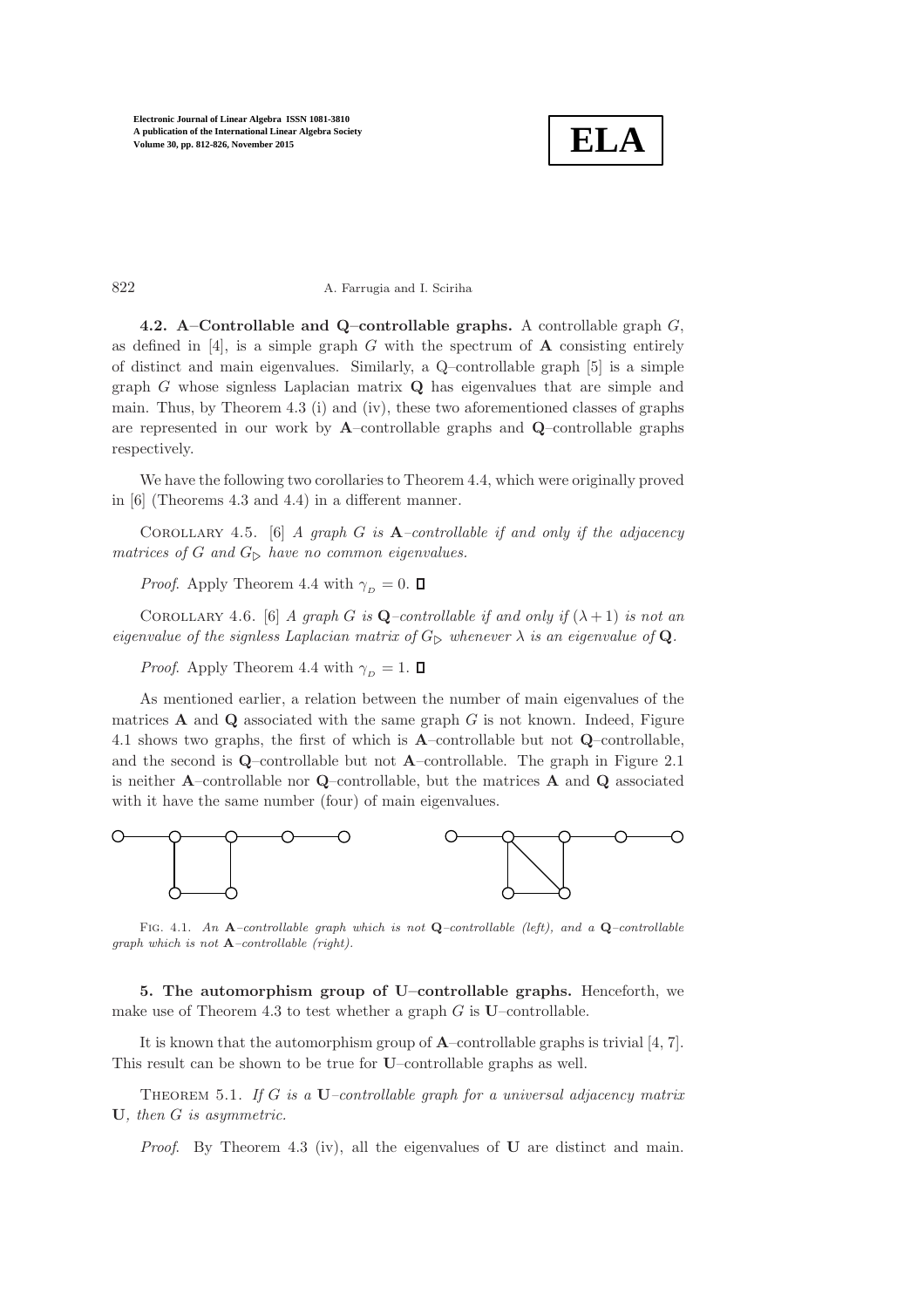**4.2. A–Controllable and Q–controllable graphs.** A controllable graph $G$, as defined in [4], is a simple graph $G$ with the spectrum of $\mathbf{A}$ consisting entirely of distinct and main eigenvalues. Similarly, a Q–controllable graph [5] is a simple graph $G$ whose signless Laplacian matrix $\mathbf{Q}$ has eigenvalues that are simple and main. Thus, by Theorem 4.3 (i) and (iv), these two aforementioned classes of graphs are represented in our work by $\mathbf{A}$–controllable graphs and $\mathbf{Q}$–controllable graphs respectively.

We have the following two corollaries to Theorem 4.4, which were originally proved in [6] (Theorems 4.3 and 4.4) in a different manner.

Corollary 4.5. [6] *A graph $G$ is $\mathbf{A}$–controllable if and only if the adjacency matrices of $G$ and $G_{\triangleright}$ have no common eigenvalues.*

*Proof*. Apply Theorem 4.4 with $\gamma_{_D} = 0$. ◻

Corollary 4.6. [6] *A graph $G$ is $\mathbf{Q}$–controllable if and only if $(\lambda + 1)$ is not an eigenvalue of the signless Laplacian matrix of $G_{\triangleright}$ whenever $\lambda$ is an eigenvalue of $\mathbf{Q}$.*

*Proof*. Apply Theorem 4.4 with $\gamma_{_D} = 1$. ◻

As mentioned earlier, a relation between the number of main eigenvalues of the matrices $\mathbf{A}$ and $\mathbf{Q}$ associated with the same graph $G$ is not known. Indeed, Figure 4.1 shows two graphs, the first of which is $\mathbf{A}$–controllable but not $\mathbf{Q}$–controllable, and the second is $\mathbf{Q}$–controllable but not $\mathbf{A}$–controllable. The graph in Figure 2.1 is neither $\mathbf{A}$–controllable nor $\mathbf{Q}$–controllable, but the matrices $\mathbf{A}$ and $\mathbf{Q}$ associated with it have the same number (four) of main eigenvalues.

Fig. 4.1. *An $\mathbf{A}$–controllable graph which is not $\mathbf{Q}$–controllable (left), and a $\mathbf{Q}$–controllable graph which is not $\mathbf{A}$–controllable (right).*

**5. The automorphism group of U–controllable graphs.** Henceforth, we make use of Theorem 4.3 to test whether a graph $G$ is $\mathbf{U}$–controllable.

It is known that the automorphism group of $\mathbf{A}$–controllable graphs is trivial [4, 7]. This result can be shown to be true for $\mathbf{U}$–controllable graphs as well.

Theorem 5.1. *If $G$ is a $\mathbf{U}$–controllable graph for a universal adjacency matrix $\mathbf{U}$, then $G$ is asymmetric.*

*Proof*. By Theorem 4.3 (iv), all the eigenvalues of $\mathbf{U}$ are distinct and main.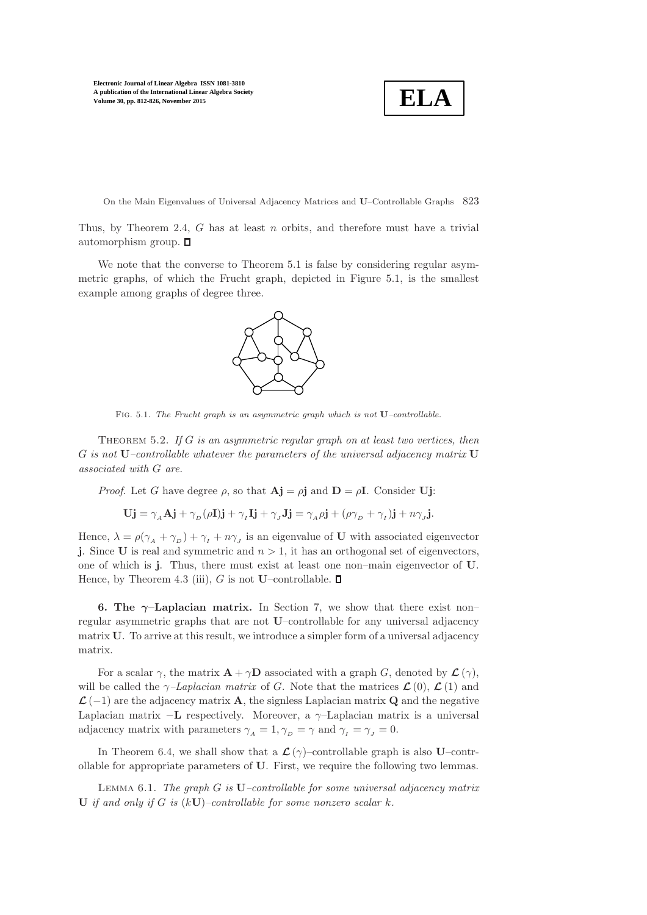Thus, by Theorem 2.4, $G$ has at least $n$ orbits, and therefore must have a trivial automorphism group. ∎

We note that the converse to Theorem 5.1 is false by considering regular asymmetric graphs, of which the Frucht graph, depicted in Figure 5.1, is the smallest example among graphs of degree three.

Fig. 5.1. *The Frucht graph is an asymmetric graph which is not* $\mathbf{U}$*–controllable.*

Theorem 5.2. *If $G$ is an asymmetric regular graph on at least two vertices, then $G$ is not $\mathbf{U}$–controllable whatever the parameters of the universal adjacency matrix $\mathbf{U}$ associated with $G$ are.*

*Proof.* Let $G$ have degree $\rho$, so that $\mathbf{Aj} = \rho\mathbf{j}$ and $\mathbf{D} = \rho\mathbf{I}$. Consider $\mathbf{Uj}$:

$$\mathbf{Uj} = \gamma_{_A}\mathbf{Aj} + \gamma_{_D}(\rho\mathbf{I})\mathbf{j} + \gamma_{_I}\mathbf{Ij} + \gamma_{_J}\mathbf{Jj} = \gamma_{_A}\rho\mathbf{j} + (\rho\gamma_{_D} + \gamma_{_I})\mathbf{j} + n\gamma_{_J}\mathbf{j}.$$

Hence, $\lambda = \rho(\gamma_{_A} + \gamma_{_D}) + \gamma_{_I} + n\gamma_{_J}$ is an eigenvalue of $\mathbf{U}$ with associated eigenvector $\mathbf{j}$. Since $\mathbf{U}$ is real and symmetric and $n > 1$, it has an orthogonal set of eigenvectors, one of which is $\mathbf{j}$. Thus, there must exist at least one non–main eigenvector of $\mathbf{U}$. Hence, by Theorem 4.3 (iii), $G$ is not $\mathbf{U}$–controllable. ∎

## 6. The $\gamma$–Laplacian matrix.

In Section 7, we show that there exist non–regular asymmetric graphs that are not $\mathbf{U}$–controllable for any universal adjacency matrix $\mathbf{U}$. To arrive at this result, we introduce a simpler form of a universal adjacency matrix.

For a scalar $\gamma$, the matrix $\mathbf{A} + \gamma\mathbf{D}$ associated with a graph $G$, denoted by $\boldsymbol{\mathcal{L}}(\gamma)$, will be called the *$\gamma$–Laplacian matrix* of $G$. Note that the matrices $\boldsymbol{\mathcal{L}}(0)$, $\boldsymbol{\mathcal{L}}(1)$ and $\boldsymbol{\mathcal{L}}(-1)$ are the adjacency matrix $\mathbf{A}$, the signless Laplacian matrix $\mathbf{Q}$ and the negative Laplacian matrix $-\mathbf{L}$ respectively. Moreover, a $\gamma$–Laplacian matrix is a universal adjacency matrix with parameters $\gamma_{_A} = 1, \gamma_{_D} = \gamma$ and $\gamma_{_I} = \gamma_{_J} = 0$.

In Theorem 6.4, we shall show that a $\boldsymbol{\mathcal{L}}(\gamma)$–controllable graph is also $\mathbf{U}$–controllable for appropriate parameters of $\mathbf{U}$. First, we require the following two lemmas.

Lemma 6.1. *The graph $G$ is $\mathbf{U}$–controllable for some universal adjacency matrix $\mathbf{U}$ if and only if $G$ is $(k\mathbf{U})$–controllable for some nonzero scalar $k$.*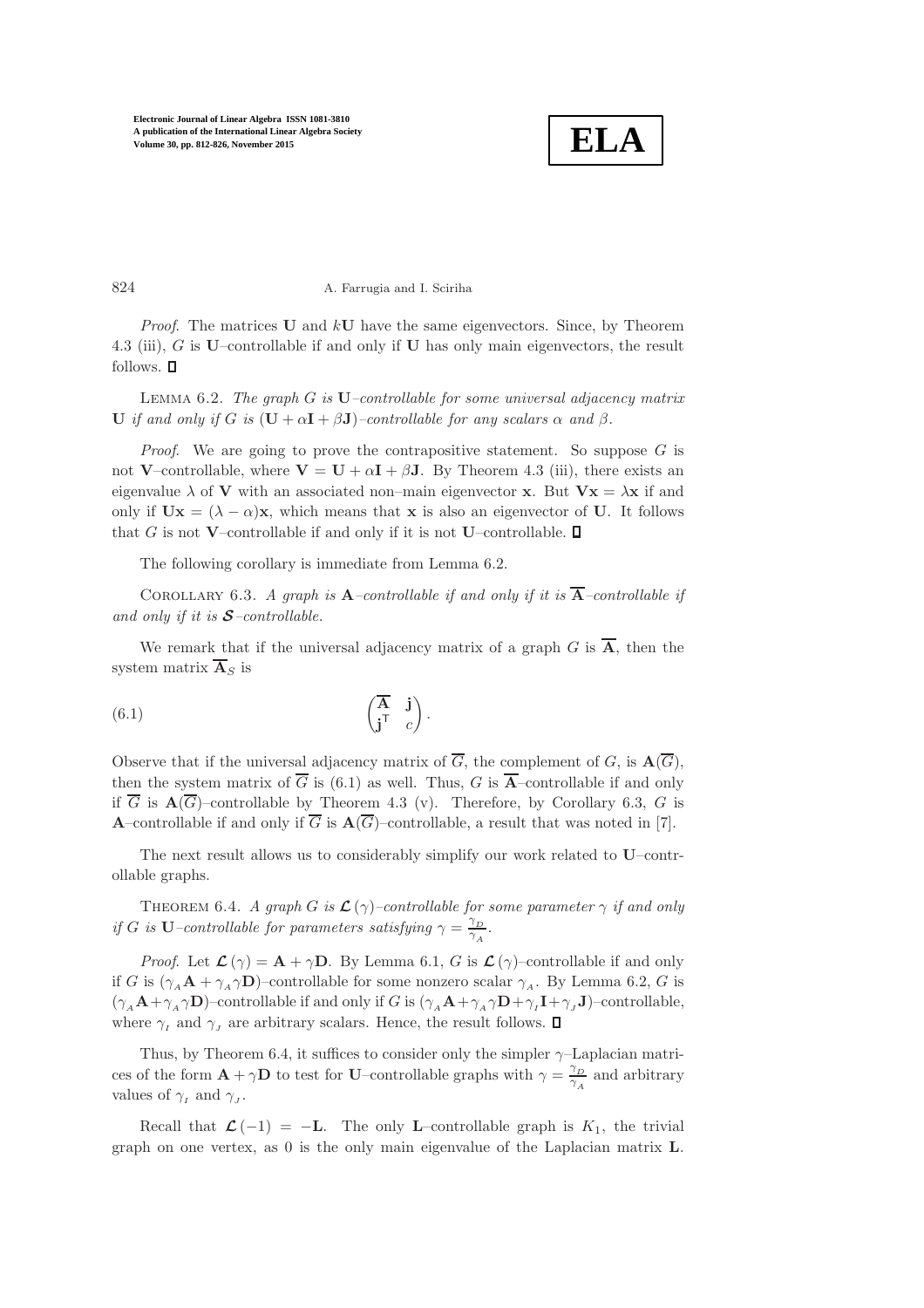*Proof*. The matrices $\mathbf{U}$ and $k\mathbf{U}$ have the same eigenvectors. Since, by Theorem 4.3 (iii), $G$ is $\mathbf{U}$–controllable if and only if $\mathbf{U}$ has only main eigenvectors, the result follows. ∎

LEMMA 6.2. *The graph $G$ is $\mathbf{U}$–controllable for some universal adjacency matrix $\mathbf{U}$ if and only if $G$ is $(\mathbf{U} + \alpha\mathbf{I} + \beta\mathbf{J})$–controllable for any scalars $\alpha$ and $\beta$.*

*Proof*. We are going to prove the contrapositive statement. So suppose $G$ is not $\mathbf{V}$–controllable, where $\mathbf{V} = \mathbf{U} + \alpha\mathbf{I} + \beta\mathbf{J}$. By Theorem 4.3 (iii), there exists an eigenvalue $\lambda$ of $\mathbf{V}$ with an associated non–main eigenvector $\mathbf{x}$. But $\mathbf{V}\mathbf{x} = \lambda\mathbf{x}$ if and only if $\mathbf{U}\mathbf{x} = (\lambda - \alpha)\mathbf{x}$, which means that $\mathbf{x}$ is also an eigenvector of $\mathbf{U}$. It follows that $G$ is not $\mathbf{V}$–controllable if and only if it is not $\mathbf{U}$–controllable. ∎

The following corollary is immediate from Lemma 6.2.

COROLLARY 6.3. *A graph is $\mathbf{A}$–controllable if and only if it is $\overline{\mathbf{A}}$–controllable if and only if it is $\boldsymbol{\mathcal{S}}$–controllable.*

We remark that if the universal adjacency matrix of a graph $G$ is $\overline{\mathbf{A}}$, then the system matrix $\overline{\mathbf{A}}_S$ is

$$\begin{pmatrix} \overline{\mathbf{A}} & \mathbf{j} \\ \mathbf{j}^{\mathsf{T}} & c \end{pmatrix}. \tag{6.1}$$

Observe that if the universal adjacency matrix of $\overline{G}$, the complement of $G$, is $\mathbf{A}(\overline{G})$, then the system matrix of $\overline{G}$ is (6.1) as well. Thus, $G$ is $\overline{\mathbf{A}}$–controllable if and only if $\overline{G}$ is $\mathbf{A}(\overline{G})$–controllable by Theorem 4.3 (v). Therefore, by Corollary 6.3, $G$ is $\mathbf{A}$–controllable if and only if $\overline{G}$ is $\mathbf{A}(\overline{G})$–controllable, a result that was noted in [7].

The next result allows us to considerably simplify our work related to $\mathbf{U}$–controllable graphs.

THEOREM 6.4. *A graph $G$ is $\boldsymbol{\mathcal{L}}(\gamma)$–controllable for some parameter $\gamma$ if and only if $G$ is $\mathbf{U}$–controllable for parameters satisfying $\gamma = \frac{\gamma_D}{\gamma_A}$.*

*Proof*. Let $\boldsymbol{\mathcal{L}}(\gamma) = \mathbf{A} + \gamma\mathbf{D}$. By Lemma 6.1, $G$ is $\boldsymbol{\mathcal{L}}(\gamma)$–controllable if and only if $G$ is $(\gamma_A\mathbf{A} + \gamma_A\gamma\mathbf{D})$–controllable for some nonzero scalar $\gamma_A$. By Lemma 6.2, $G$ is $(\gamma_A\mathbf{A} + \gamma_A\gamma\mathbf{D})$–controllable if and only if $G$ is $(\gamma_A\mathbf{A} + \gamma_A\gamma\mathbf{D} + \gamma_I\mathbf{I} + \gamma_J\mathbf{J})$–controllable, where $\gamma_I$ and $\gamma_J$ are arbitrary scalars. Hence, the result follows. ∎

Thus, by Theorem 6.4, it suffices to consider only the simpler $\gamma$–Laplacian matrices of the form $\mathbf{A} + \gamma\mathbf{D}$ to test for $\mathbf{U}$–controllable graphs with $\gamma = \frac{\gamma_D}{\gamma_A}$ and arbitrary values of $\gamma_I$ and $\gamma_J$.

Recall that $\boldsymbol{\mathcal{L}}(-1) = -\mathbf{L}$. The only $\mathbf{L}$–controllable graph is $K_1$, the trivial graph on one vertex, as 0 is the only main eigenvalue of the Laplacian matrix $\mathbf{L}$.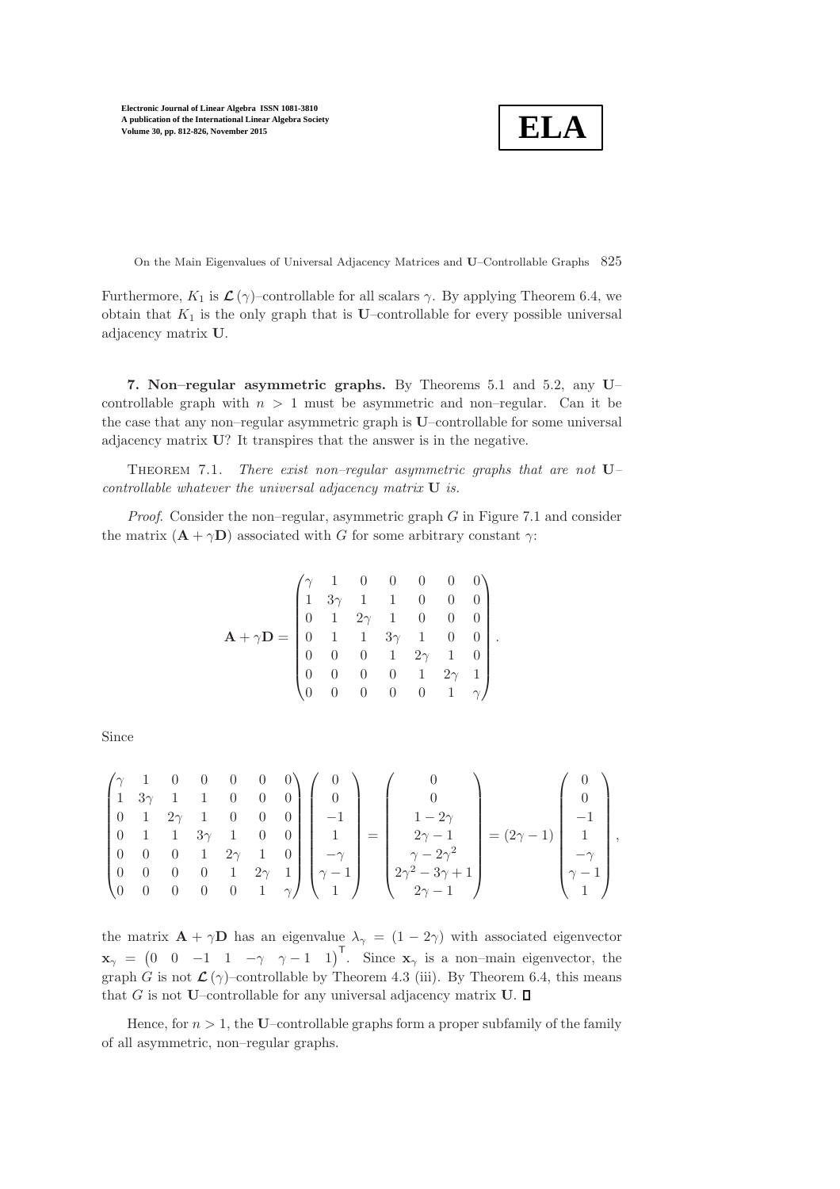Furthermore, $K_1$ is $\boldsymbol{\mathcal{L}}(\gamma)$–controllable for all scalars $\gamma$. By applying Theorem 6.4, we obtain that $K_1$ is the only graph that is $\mathbf{U}$–controllable for every possible universal adjacency matrix $\mathbf{U}$.

**7. Non–regular asymmetric graphs.** By Theorems 5.1 and 5.2, any $\mathbf{U}$–controllable graph with $n > 1$ must be asymmetric and non–regular. Can it be the case that any non–regular asymmetric graph is $\mathbf{U}$–controllable for some universal adjacency matrix $\mathbf{U}$? It transpires that the answer is in the negative.

THEOREM 7.1. *There exist non–regular asymmetric graphs that are not $\mathbf{U}$–controllable whatever the universal adjacency matrix $\mathbf{U}$ is.*

*Proof.* Consider the non–regular, asymmetric graph $G$ in Figure 7.1 and consider the matrix $(\mathbf{A} + \gamma\mathbf{D})$ associated with $G$ for some arbitrary constant $\gamma$:

$$\mathbf{A} + \gamma\mathbf{D} = \begin{pmatrix} \gamma & 1 & 0 & 0 & 0 & 0 & 0 \\ 1 & 3\gamma & 1 & 1 & 0 & 0 & 0 \\ 0 & 1 & 2\gamma & 1 & 0 & 0 & 0 \\ 0 & 1 & 1 & 3\gamma & 1 & 0 & 0 \\ 0 & 0 & 0 & 1 & 2\gamma & 1 & 0 \\ 0 & 0 & 0 & 0 & 1 & 2\gamma & 1 \\ 0 & 0 & 0 & 0 & 0 & 1 & \gamma \end{pmatrix}.$$

Since

$$\begin{pmatrix} \gamma & 1 & 0 & 0 & 0 & 0 & 0 \\ 1 & 3\gamma & 1 & 1 & 0 & 0 & 0 \\ 0 & 1 & 2\gamma & 1 & 0 & 0 & 0 \\ 0 & 1 & 1 & 3\gamma & 1 & 0 & 0 \\ 0 & 0 & 0 & 1 & 2\gamma & 1 & 0 \\ 0 & 0 & 0 & 0 & 1 & 2\gamma & 1 \\ 0 & 0 & 0 & 0 & 0 & 1 & \gamma \end{pmatrix} \begin{pmatrix} 0 \\ 0 \\ -1 \\ 1 \\ -\gamma \\ \gamma - 1 \\ 1 \end{pmatrix} = \begin{pmatrix} 0 \\ 0 \\ 1 - 2\gamma \\ 2\gamma - 1 \\ \gamma - 2\gamma^2 \\ 2\gamma^2 - 3\gamma + 1 \\ 2\gamma - 1 \end{pmatrix} = (2\gamma - 1) \begin{pmatrix} 0 \\ 0 \\ -1 \\ 1 \\ -\gamma \\ \gamma - 1 \\ 1 \end{pmatrix},$$

the matrix $\mathbf{A} + \gamma\mathbf{D}$ has an eigenvalue $\lambda_\gamma = (1 - 2\gamma)$ with associated eigenvector $\mathbf{x}_\gamma = \begin{pmatrix} 0 & 0 & -1 & 1 & -\gamma & \gamma - 1 & 1 \end{pmatrix}^\mathsf{T}$. Since $\mathbf{x}_\gamma$ is a non–main eigenvector, the graph $G$ is not $\boldsymbol{\mathcal{L}}(\gamma)$–controllable by Theorem 4.3 (iii). By Theorem 6.4, this means that $G$ is not $\mathbf{U}$–controllable for any universal adjacency matrix $\mathbf{U}$. $\square$

Hence, for $n > 1$, the $\mathbf{U}$–controllable graphs form a proper subfamily of the family of all asymmetric, non–regular graphs.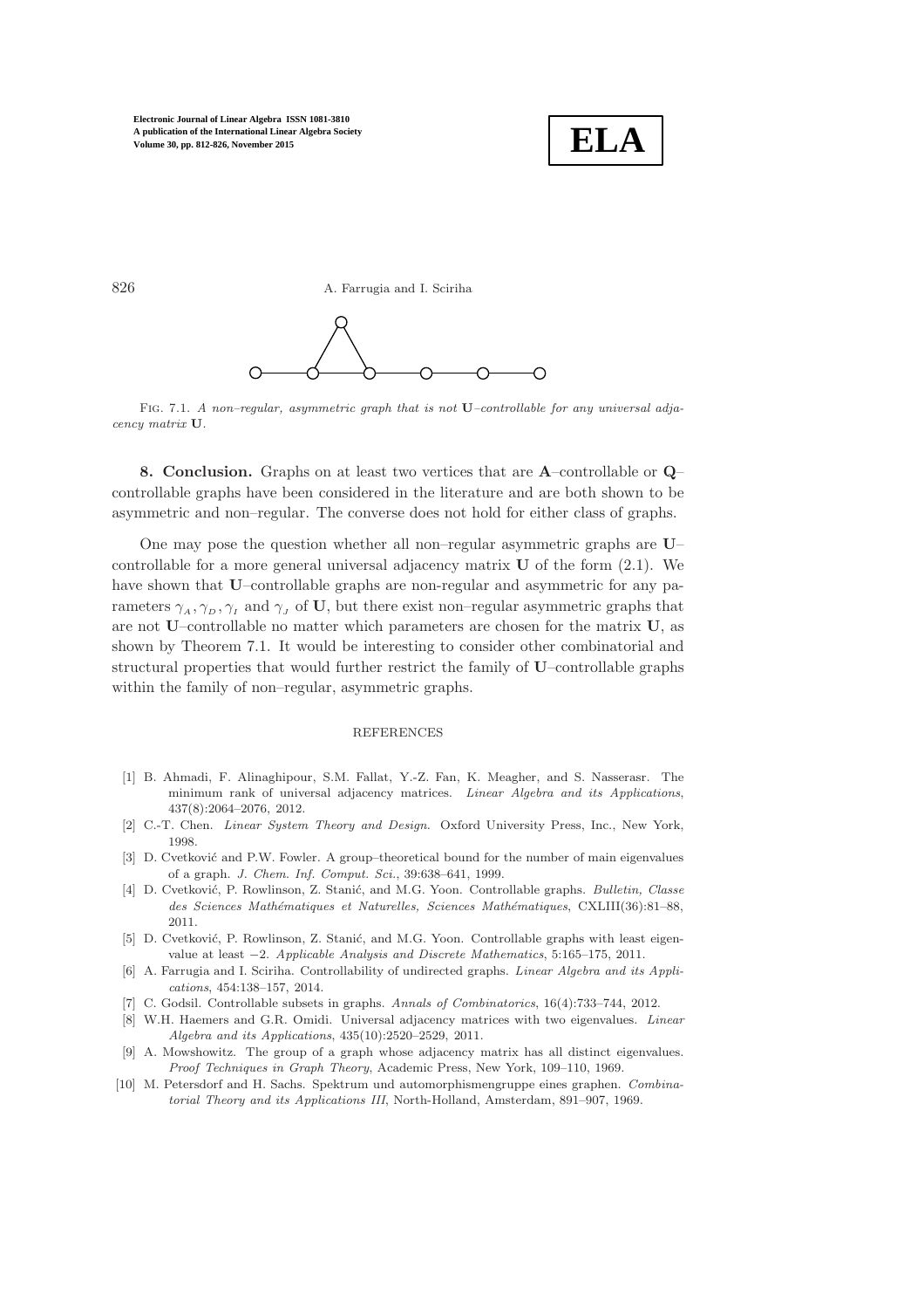Fig. 7.1. *A non–regular, asymmetric graph that is not* **U**–*controllable for any universal adjacency matrix* **U**.

**8. Conclusion.** Graphs on at least two vertices that are **A**–controllable or **Q**–controllable graphs have been considered in the literature and are both shown to be asymmetric and non–regular. The converse does not hold for either class of graphs.

One may pose the question whether all non–regular asymmetric graphs are **U**–controllable for a more general universal adjacency matrix **U** of the form (2.1). We have shown that **U**–controllable graphs are non-regular and asymmetric for any parameters $\gamma_A, \gamma_D, \gamma_I$ and $\gamma_J$ of **U**, but there exist non–regular asymmetric graphs that are not **U**–controllable no matter which parameters are chosen for the matrix **U**, as shown by Theorem 7.1. It would be interesting to consider other combinatorial and structural properties that would further restrict the family of **U**–controllable graphs within the family of non–regular, asymmetric graphs.

## REFERENCES

[1] B. Ahmadi, F. Alinaghipour, S.M. Fallat, Y.-Z. Fan, K. Meagher, and S. Nasserasr. The minimum rank of universal adjacency matrices. *Linear Algebra and its Applications*, 437(8):2064–2076, 2012.

[2] C.-T. Chen. *Linear System Theory and Design.* Oxford University Press, Inc., New York, 1998.

[3] D. Cvetković and P.W. Fowler. A group–theoretical bound for the number of main eigenvalues of a graph. *J. Chem. Inf. Comput. Sci.*, 39:638–641, 1999.

[4] D. Cvetković, P. Rowlinson, Z. Stanić, and M.G. Yoon. Controllable graphs. *Bulletin, Classe des Sciences Mathématiques et Naturelles, Sciences Mathématiques*, CXLIII(36):81–88, 2011.

[5] D. Cvetković, P. Rowlinson, Z. Stanić, and M.G. Yoon. Controllable graphs with least eigenvalue at least −2. *Applicable Analysis and Discrete Mathematics*, 5:165–175, 2011.

[6] A. Farrugia and I. Sciriha. Controllability of undirected graphs. *Linear Algebra and its Applications*, 454:138–157, 2014.

[7] C. Godsil. Controllable subsets in graphs. *Annals of Combinatorics*, 16(4):733–744, 2012.

[8] W.H. Haemers and G.R. Omidi. Universal adjacency matrices with two eigenvalues. *Linear Algebra and its Applications*, 435(10):2520–2529, 2011.

[9] A. Mowshowitz. The group of a graph whose adjacency matrix has all distinct eigenvalues. *Proof Techniques in Graph Theory*, Academic Press, New York, 109–110, 1969.

[10] M. Petersdorf and H. Sachs. Spektrum und automorphismengruppe eines graphen. *Combinatorial Theory and its Applications III*, North-Holland, Amsterdam, 891–907, 1969.